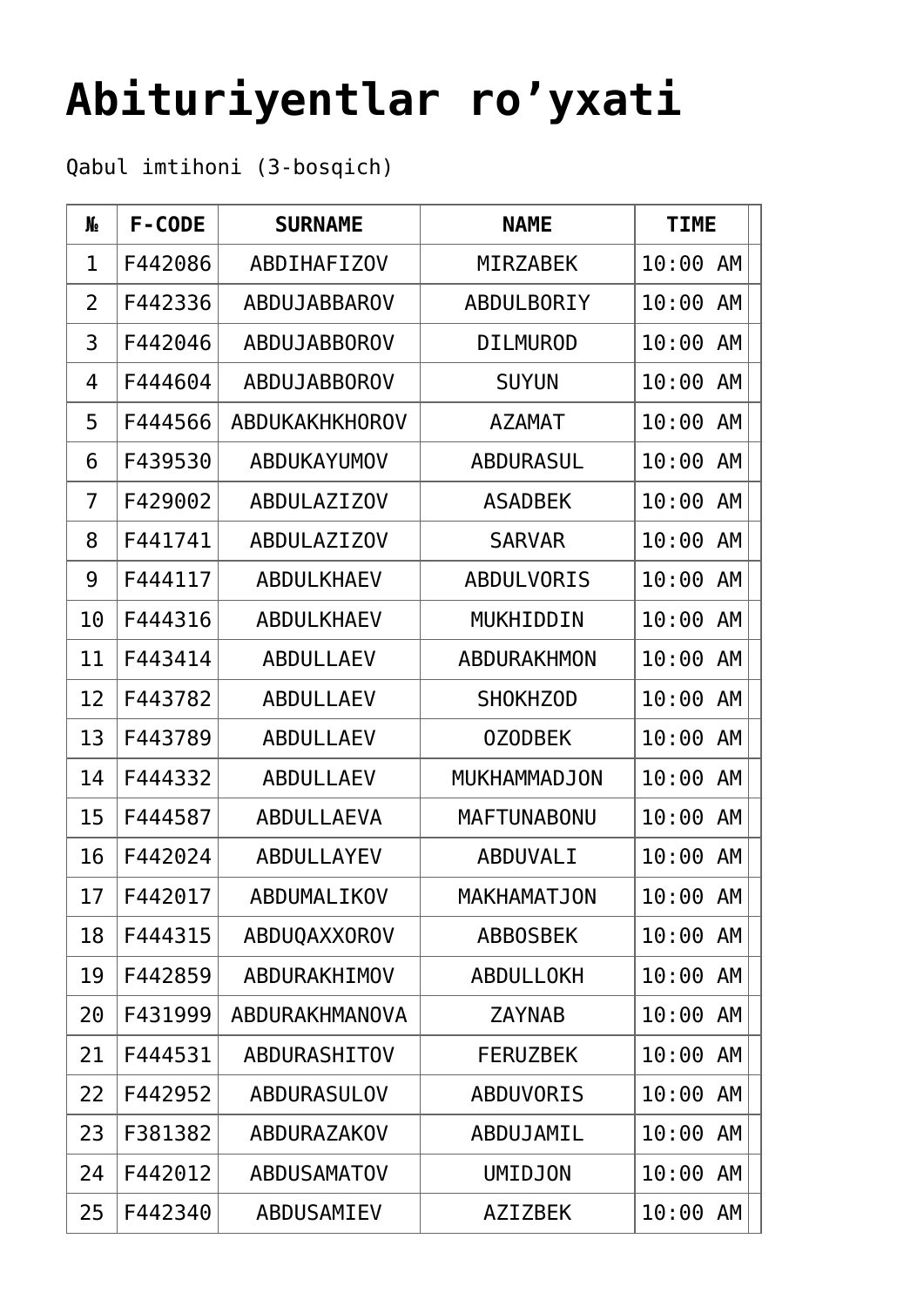# Abituriyentlar ro'yxati

Qabul imtihoni (3-bosqich)

| № | F-CODE | SURNAME | NAME | TIME | |
|---|---|---|---|---|---|
| 1 | F442086 | ABDIHAFIZOV | MIRZABEK | 10:00 AM | |
| 2 | F442336 | ABDUJABBAROV | ABDULBORIY | 10:00 AM | |
| 3 | F442046 | ABDUJABBOROV | DILMUROD | 10:00 AM | |
| 4 | F444604 | ABDUJABBOROV | SUYUN | 10:00 AM | |
| 5 | F444566 | ABDUKAKHKHOROV | AZAMAT | 10:00 AM | |
| 6 | F439530 | ABDUKAYUMOV | ABDURASUL | 10:00 AM | |
| 7 | F429002 | ABDULAZIZOV | ASADBEK | 10:00 AM | |
| 8 | F441741 | ABDULAZIZOV | SARVAR | 10:00 AM | |
| 9 | F444117 | ABDULKHAEV | ABDULVORIS | 10:00 AM | |
| 10 | F444316 | ABDULKHAEV | MUKHIDDIN | 10:00 AM | |
| 11 | F443414 | ABDULLAEV | ABDURAKHMON | 10:00 AM | |
| 12 | F443782 | ABDULLAEV | SHOKHZOD | 10:00 AM | |
| 13 | F443789 | ABDULLAEV | OZODBEK | 10:00 AM | |
| 14 | F444332 | ABDULLAEV | MUKHAMMADJON | 10:00 AM | |
| 15 | F444587 | ABDULLAEVA | MAFTUNABONU | 10:00 AM | |
| 16 | F442024 | ABDULLAYEV | ABDUVALI | 10:00 AM | |
| 17 | F442017 | ABDUMALIKOV | MAKHAMATJON | 10:00 AM | |
| 18 | F444315 | ABDUQAXXOROV | ABBOSBEK | 10:00 AM | |
| 19 | F442859 | ABDURAKHIMOV | ABDULLOKH | 10:00 AM | |
| 20 | F431999 | ABDURAKHMANOVA | ZAYNAB | 10:00 AM | |
| 21 | F444531 | ABDURASHITOV | FERUZBEK | 10:00 AM | |
| 22 | F442952 | ABDURASULOV | ABDUVORIS | 10:00 AM | |
| 23 | F381382 | ABDURAZAKOV | ABDUJAMIL | 10:00 AM | |
| 24 | F442012 | ABDUSAMATOV | UMIDJON | 10:00 AM | |
| 25 | F442340 | ABDUSAMIEV | AZIZBEK | 10:00 AM | |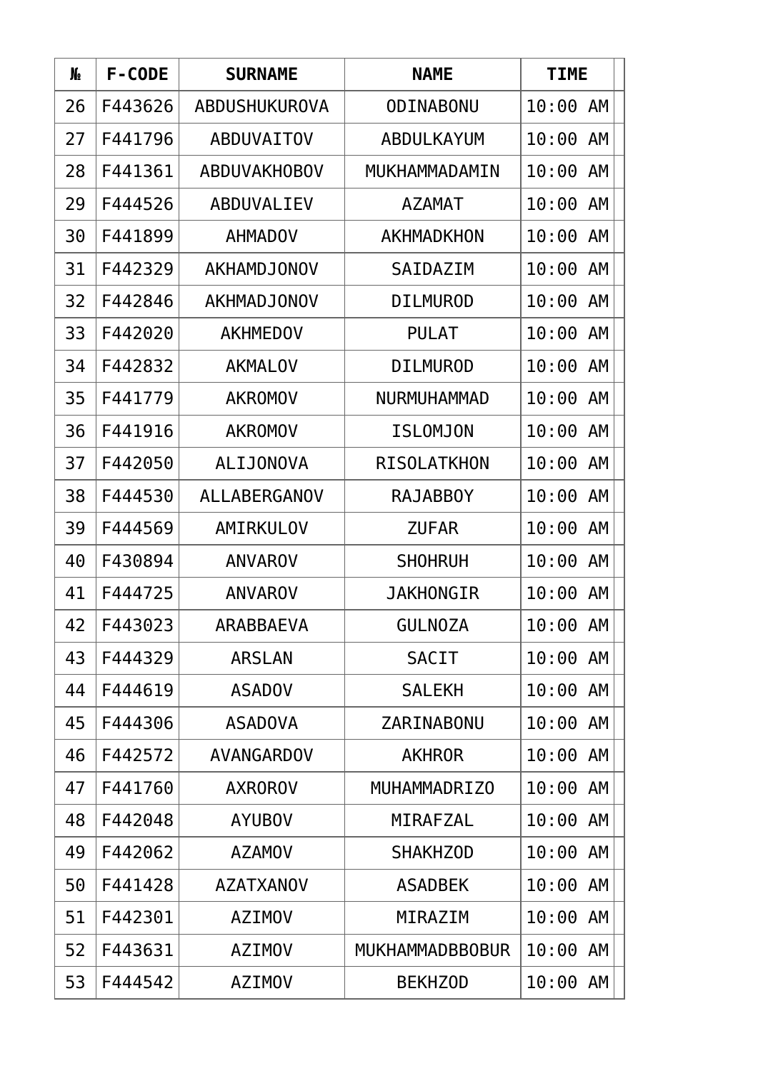| № | F-CODE | SURNAME | NAME | TIME |
|---|---|---|---|---|
| 26 | F443626 | ABDUSHUKUROVA | ODINABONU | 10:00 AM |
| 27 | F441796 | ABDUVAITOV | ABDULKAYUM | 10:00 AM |
| 28 | F441361 | ABDUVAKHOBOV | MUKHAMMADAMIN | 10:00 AM |
| 29 | F444526 | ABDUVALIEV | AZAMAT | 10:00 AM |
| 30 | F441899 | AHMADOV | AKHMADKHON | 10:00 AM |
| 31 | F442329 | AKHAMDJONOV | SAIDAZIM | 10:00 AM |
| 32 | F442846 | AKHMADJONOV | DILMUROD | 10:00 AM |
| 33 | F442020 | AKHMEDOV | PULAT | 10:00 AM |
| 34 | F442832 | AKMALOV | DILMUROD | 10:00 AM |
| 35 | F441779 | AKROMOV | NURMUHAMMAD | 10:00 AM |
| 36 | F441916 | AKROMOV | ISLOMJON | 10:00 AM |
| 37 | F442050 | ALIJONOVA | RISOLATKHON | 10:00 AM |
| 38 | F444530 | ALLABERGANOV | RAJABBOY | 10:00 AM |
| 39 | F444569 | AMIRKULOV | ZUFAR | 10:00 AM |
| 40 | F430894 | ANVAROV | SHOHRUH | 10:00 AM |
| 41 | F444725 | ANVAROV | JAKHONGIR | 10:00 AM |
| 42 | F443023 | ARABBAEVA | GULNOZA | 10:00 AM |
| 43 | F444329 | ARSLAN | SACIT | 10:00 AM |
| 44 | F444619 | ASADOV | SALEKH | 10:00 AM |
| 45 | F444306 | ASADOVA | ZARINABONU | 10:00 AM |
| 46 | F442572 | AVANGARDOV | AKHROR | 10:00 AM |
| 47 | F441760 | AXROROV | MUHAMMADRIZO | 10:00 AM |
| 48 | F442048 | AYUBOV | MIRAFZAL | 10:00 AM |
| 49 | F442062 | AZAMOV | SHAKHZOD | 10:00 AM |
| 50 | F441428 | AZATXANOV | ASADBEK | 10:00 AM |
| 51 | F442301 | AZIMOV | MIRAZIM | 10:00 AM |
| 52 | F443631 | AZIMOV | MUKHAMMADBBOBUR | 10:00 AM |
| 53 | F444542 | AZIMOV | BEKHZOD | 10:00 AM |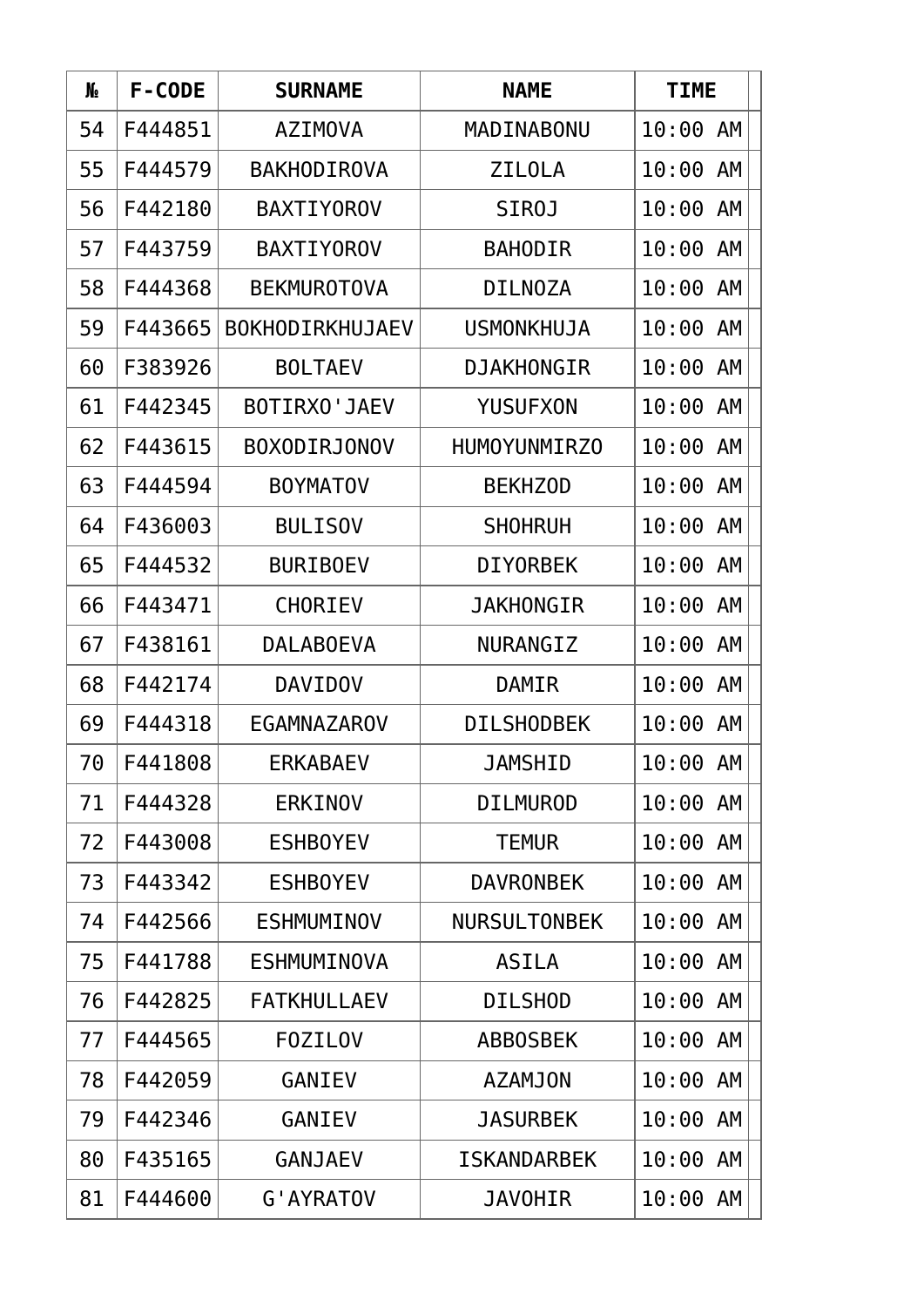| № | F-CODE | SURNAME | NAME | TIME |
|---|---|---|---|---|
| 54 | F444851 | AZIMOVA | MADINABONU | 10:00 AM |
| 55 | F444579 | BAKHODIROVA | ZILOLA | 10:00 AM |
| 56 | F442180 | BAXTIYOROV | SIROJ | 10:00 AM |
| 57 | F443759 | BAXTIYOROV | BAHODIR | 10:00 AM |
| 58 | F444368 | BEKMUROTOVA | DILNOZA | 10:00 AM |
| 59 | F443665 | BOKHODIRKHUJAEV | USMONKHUJA | 10:00 AM |
| 60 | F383926 | BOLTAEV | DJAKHONGIR | 10:00 AM |
| 61 | F442345 | BOTIRXO'JAEV | YUSUFXON | 10:00 AM |
| 62 | F443615 | BOXODIRJONOV | HUMOYUNMIRZO | 10:00 AM |
| 63 | F444594 | BOYMATOV | BEKHZOD | 10:00 AM |
| 64 | F436003 | BULISOV | SHOHRUH | 10:00 AM |
| 65 | F444532 | BURIBOEV | DIYORBEK | 10:00 AM |
| 66 | F443471 | CHORIEV | JAKHONGIR | 10:00 AM |
| 67 | F438161 | DALABOEVA | NURANGIZ | 10:00 AM |
| 68 | F442174 | DAVIDOV | DAMIR | 10:00 AM |
| 69 | F444318 | EGAMNAZAROV | DILSHODBEK | 10:00 AM |
| 70 | F441808 | ERKABAEV | JAMSHID | 10:00 AM |
| 71 | F444328 | ERKINOV | DILMUROD | 10:00 AM |
| 72 | F443008 | ESHBOYEV | TEMUR | 10:00 AM |
| 73 | F443342 | ESHBOYEV | DAVRONBEK | 10:00 AM |
| 74 | F442566 | ESHMUMINOV | NURSULTONBEK | 10:00 AM |
| 75 | F441788 | ESHMUMINOVA | ASILA | 10:00 AM |
| 76 | F442825 | FATKHULLAEV | DILSHOD | 10:00 AM |
| 77 | F444565 | FOZILOV | ABBOSBEK | 10:00 AM |
| 78 | F442059 | GANIEV | AZAMJON | 10:00 AM |
| 79 | F442346 | GANIEV | JASURBEK | 10:00 AM |
| 80 | F435165 | GANJAEV | ISKANDARBEK | 10:00 AM |
| 81 | F444600 | G'AYRATOV | JAVOHIR | 10:00 AM |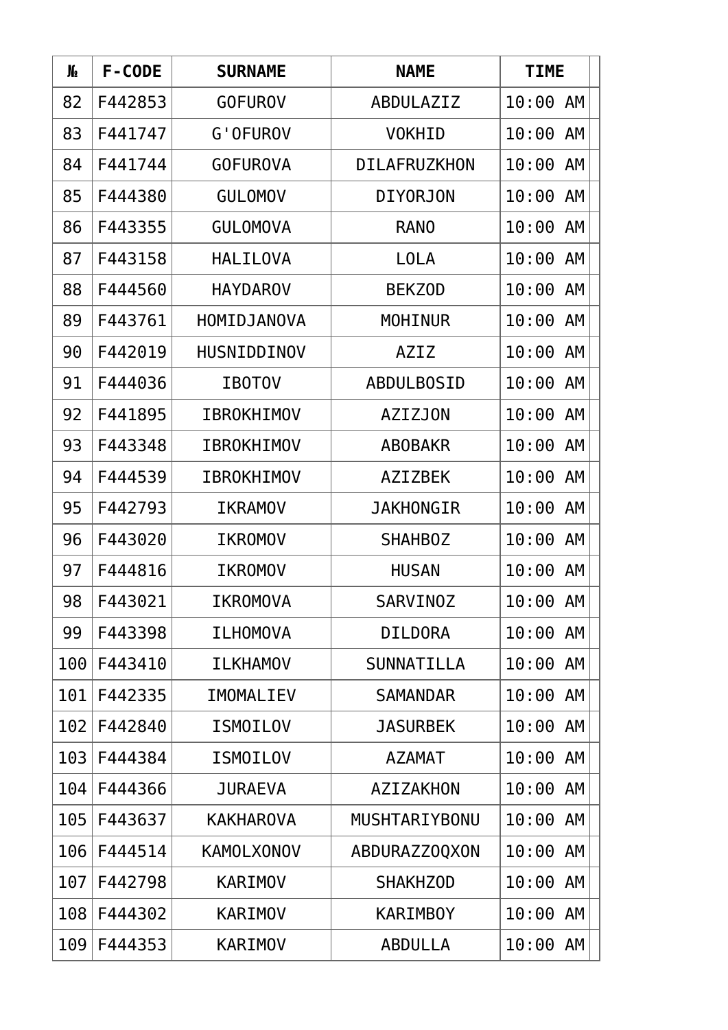| № | F-CODE | SURNAME | NAME | TIME |
|---|---|---|---|---|
| 82 | F442853 | GOFUROV | ABDULAZIZ | 10:00 AM |
| 83 | F441747 | G'OFUROV | VOKHID | 10:00 AM |
| 84 | F441744 | GOFUROVA | DILAFRUZKHON | 10:00 AM |
| 85 | F444380 | GULOMOV | DIYORJON | 10:00 AM |
| 86 | F443355 | GULOMOVA | RANO | 10:00 AM |
| 87 | F443158 | HALILOVA | LOLA | 10:00 AM |
| 88 | F444560 | HAYDAROV | BEKZOD | 10:00 AM |
| 89 | F443761 | HOMIDJANOVA | MOHINUR | 10:00 AM |
| 90 | F442019 | HUSNIDDINOV | AZIZ | 10:00 AM |
| 91 | F444036 | IBOTOV | ABDULBOSID | 10:00 AM |
| 92 | F441895 | IBROKHIMOV | AZIZJON | 10:00 AM |
| 93 | F443348 | IBROKHIMOV | ABOBAKR | 10:00 AM |
| 94 | F444539 | IBROKHIMOV | AZIZBEK | 10:00 AM |
| 95 | F442793 | IKRAMOV | JAKHONGIR | 10:00 AM |
| 96 | F443020 | IKROMOV | SHAHBOZ | 10:00 AM |
| 97 | F444816 | IKROMOV | HUSAN | 10:00 AM |
| 98 | F443021 | IKROMOVA | SARVINOZ | 10:00 AM |
| 99 | F443398 | ILHOMOVA | DILDORA | 10:00 AM |
| 100 | F443410 | ILKHAMOV | SUNNATILLA | 10:00 AM |
| 101 | F442335 | IMOMALIEV | SAMANDAR | 10:00 AM |
| 102 | F442840 | ISMOILOV | JASURBEK | 10:00 AM |
| 103 | F444384 | ISMOILOV | AZAMAT | 10:00 AM |
| 104 | F444366 | JURAEVA | AZIZAKHON | 10:00 AM |
| 105 | F443637 | KAKHAROVA | MUSHTARIYBONU | 10:00 AM |
| 106 | F444514 | KAMOLXONOV | ABDURAZZOQXON | 10:00 AM |
| 107 | F442798 | KARIMOV | SHAKHZOD | 10:00 AM |
| 108 | F444302 | KARIMOV | KARIMBOY | 10:00 AM |
| 109 | F444353 | KARIMOV | ABDULLA | 10:00 AM |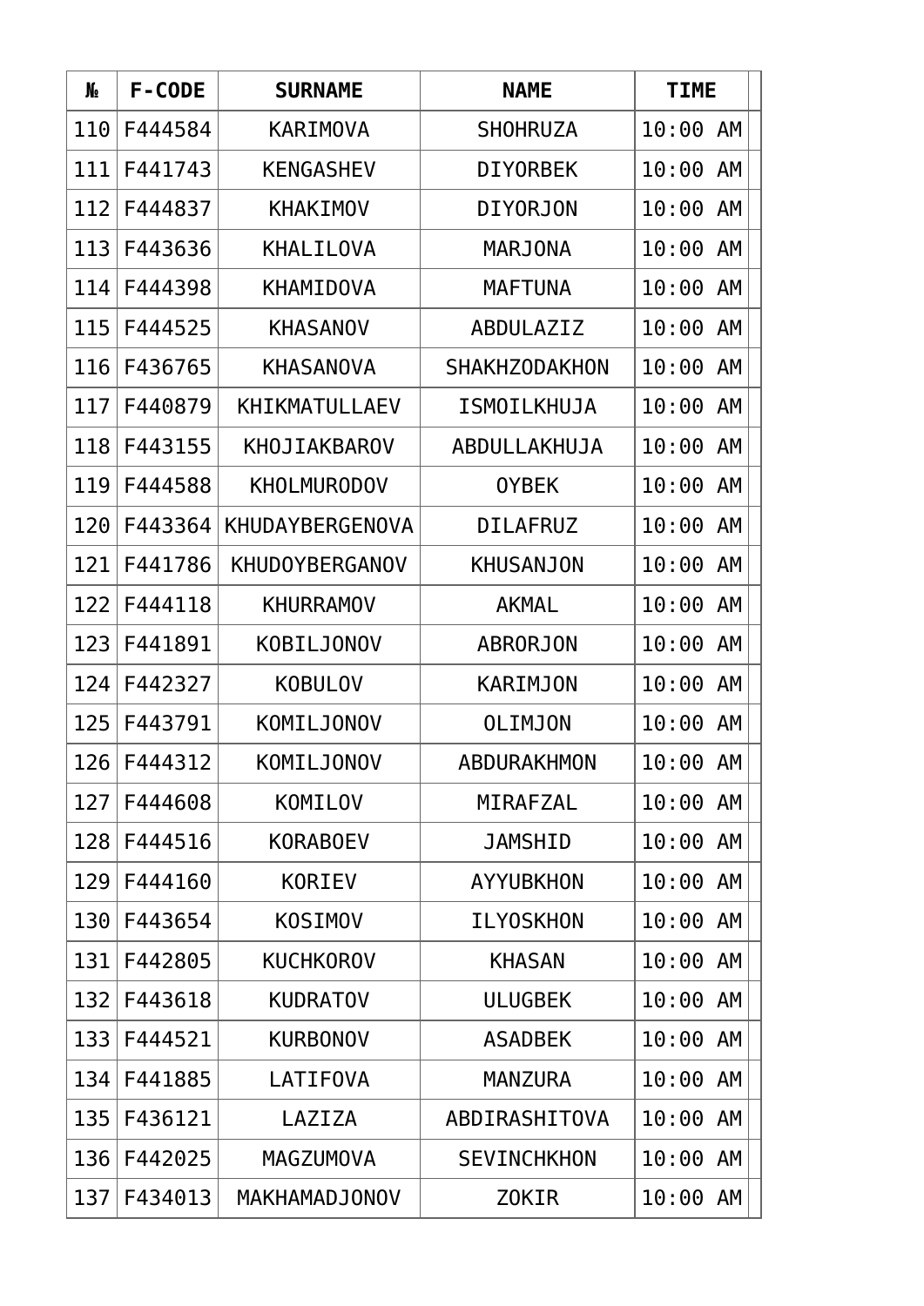| № | F-CODE | SURNAME | NAME | TIME |
|---|---|---|---|---|
| 110 | F444584 | KARIMOVA | SHOHRUZA | 10:00 AM |
| 111 | F441743 | KENGASHEV | DIYORBEK | 10:00 AM |
| 112 | F444837 | KHAKIMOV | DIYORJON | 10:00 AM |
| 113 | F443636 | KHALILOVA | MARJONA | 10:00 AM |
| 114 | F444398 | KHAMIDOVA | MAFTUNA | 10:00 AM |
| 115 | F444525 | KHASANOV | ABDULAZIZ | 10:00 AM |
| 116 | F436765 | KHASANOVA | SHAKHZODAKHON | 10:00 AM |
| 117 | F440879 | KHIKMATULLAEV | ISMOILKHUJA | 10:00 AM |
| 118 | F443155 | KHOJIAKBAROV | ABDULLAKHUJA | 10:00 AM |
| 119 | F444588 | KHOLMURODOV | OYBEK | 10:00 AM |
| 120 | F443364 | KHUDAYBERGENOVA | DILAFRUZ | 10:00 AM |
| 121 | F441786 | KHUDOYBERGANOV | KHUSANJON | 10:00 AM |
| 122 | F444118 | KHURRAMOV | AKMAL | 10:00 AM |
| 123 | F441891 | KOBILJONOV | ABRORJON | 10:00 AM |
| 124 | F442327 | KOBULOV | KARIMJON | 10:00 AM |
| 125 | F443791 | KOMILJONOV | OLIMJON | 10:00 AM |
| 126 | F444312 | KOMILJONOV | ABDURAKHMON | 10:00 AM |
| 127 | F444608 | KOMILOV | MIRAFZAL | 10:00 AM |
| 128 | F444516 | KORABOEV | JAMSHID | 10:00 AM |
| 129 | F444160 | KORIEV | AYYUBKHON | 10:00 AM |
| 130 | F443654 | KOSIMOV | ILYOSKHON | 10:00 AM |
| 131 | F442805 | KUCHKOROV | KHASAN | 10:00 AM |
| 132 | F443618 | KUDRATOV | ULUGBEK | 10:00 AM |
| 133 | F444521 | KURBONOV | ASADBEK | 10:00 AM |
| 134 | F441885 | LATIFOVA | MANZURA | 10:00 AM |
| 135 | F436121 | LAZIZA | ABDIRASHITOVA | 10:00 AM |
| 136 | F442025 | MAGZUMOVA | SEVINCHKHON | 10:00 AM |
| 137 | F434013 | MAKHAMADJONOV | ZOKIR | 10:00 AM |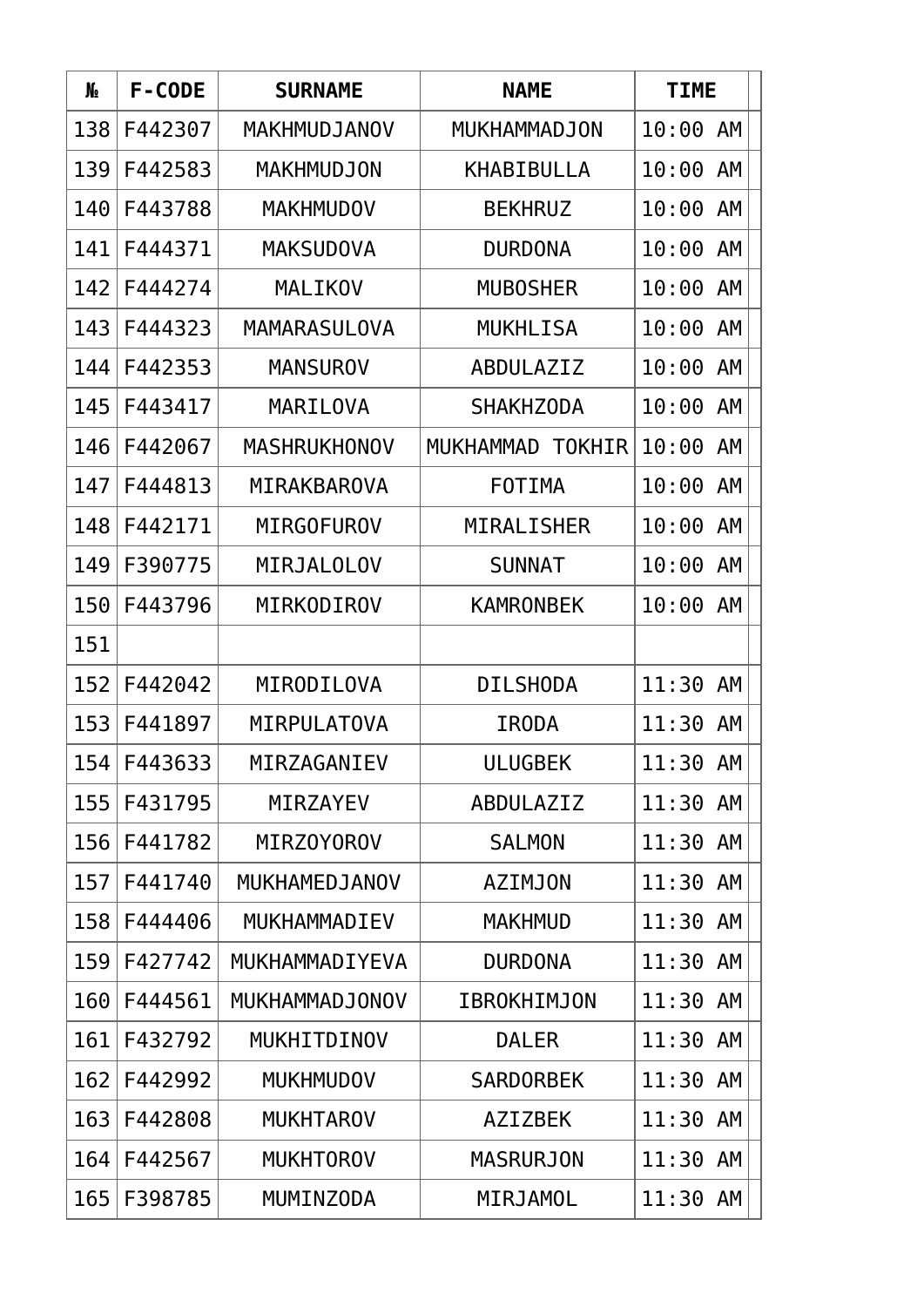| № | F-CODE | SURNAME | NAME | TIME |
|---|---|---|---|---|
| 138 | F442307 | MAKHMUDJANOV | MUKHAMMADJON | 10:00 AM |
| 139 | F442583 | MAKHMUDJON | KHABIBULLA | 10:00 AM |
| 140 | F443788 | MAKHMUDOV | BEKHRUZ | 10:00 AM |
| 141 | F444371 | MAKSUDOVA | DURDONA | 10:00 AM |
| 142 | F444274 | MALIKOV | MUBOSHER | 10:00 AM |
| 143 | F444323 | MAMARASULOVA | MUKHLISA | 10:00 AM |
| 144 | F442353 | MANSUROV | ABDULAZIZ | 10:00 AM |
| 145 | F443417 | MARILOVA | SHAKHZODA | 10:00 AM |
| 146 | F442067 | MASHRUKHONOV | MUKHAMMAD TOKHIR | 10:00 AM |
| 147 | F444813 | MIRAKBAROVA | FOTIMA | 10:00 AM |
| 148 | F442171 | MIRGOFUROV | MIRALISHER | 10:00 AM |
| 149 | F390775 | MIRJALOLOV | SUNNAT | 10:00 AM |
| 150 | F443796 | MIRKODIROV | KAMRONBEK | 10:00 AM |
| 151 | | | | |
| 152 | F442042 | MIRODILOVA | DILSHODA | 11:30 AM |
| 153 | F441897 | MIRPULATOVA | IRODA | 11:30 AM |
| 154 | F443633 | MIRZAGANIEV | ULUGBEK | 11:30 AM |
| 155 | F431795 | MIRZAYEV | ABDULAZIZ | 11:30 AM |
| 156 | F441782 | MIRZOYOROV | SALMON | 11:30 AM |
| 157 | F441740 | MUKHAMEDJANOV | AZIMJON | 11:30 AM |
| 158 | F444406 | MUKHAMMADIEV | MAKHMUD | 11:30 AM |
| 159 | F427742 | MUKHAMMADIYEVA | DURDONA | 11:30 AM |
| 160 | F444561 | MUKHAMMADJONOV | IBROKHIMJON | 11:30 AM |
| 161 | F432792 | MUKHITDINOV | DALER | 11:30 AM |
| 162 | F442992 | MUKHMUDOV | SARDORBEK | 11:30 AM |
| 163 | F442808 | MUKHTAROV | AZIZBEK | 11:30 AM |
| 164 | F442567 | MUKHTOROV | MASRURJON | 11:30 AM |
| 165 | F398785 | MUMINZODA | MIRJAMOL | 11:30 AM |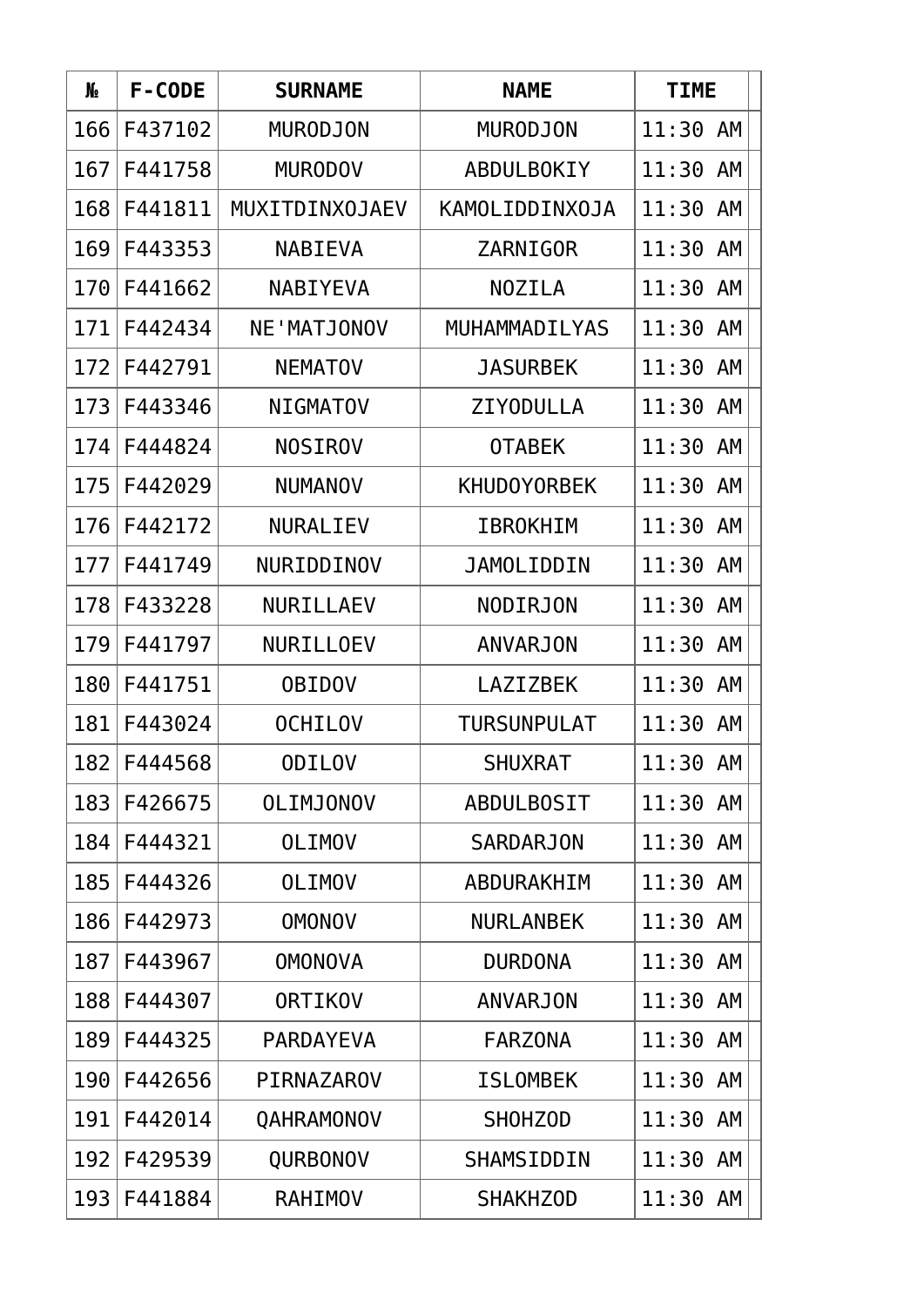| № | F-CODE | SURNAME | NAME | TIME |
|---|---|---|---|---|
| 166 | F437102 | MURODJON | MURODJON | 11:30 AM |
| 167 | F441758 | MURODOV | ABDULBOKIY | 11:30 AM |
| 168 | F441811 | MUXITDINXOJAEV | KAMOLIDDINXOJA | 11:30 AM |
| 169 | F443353 | NABIEVA | ZARNIGOR | 11:30 AM |
| 170 | F441662 | NABIYEVA | NOZILA | 11:30 AM |
| 171 | F442434 | NE'MATJONOV | MUHAMMADILYAS | 11:30 AM |
| 172 | F442791 | NEMATOV | JASURBEK | 11:30 AM |
| 173 | F443346 | NIGMATOV | ZIYODULLA | 11:30 AM |
| 174 | F444824 | NOSIROV | OTABEK | 11:30 AM |
| 175 | F442029 | NUMANOV | KHUDOYORBEK | 11:30 AM |
| 176 | F442172 | NURALIEV | IBROKHIM | 11:30 AM |
| 177 | F441749 | NURIDDINOV | JAMOLIDDIN | 11:30 AM |
| 178 | F433228 | NURILLAEV | NODIRJON | 11:30 AM |
| 179 | F441797 | NURILLOEV | ANVARJON | 11:30 AM |
| 180 | F441751 | OBIDOV | LAZIZBEK | 11:30 AM |
| 181 | F443024 | OCHILOV | TURSUNPULAT | 11:30 AM |
| 182 | F444568 | ODILOV | SHUXRAT | 11:30 AM |
| 183 | F426675 | OLIMJONOV | ABDULBOSIT | 11:30 AM |
| 184 | F444321 | OLIMOV | SARDARJON | 11:30 AM |
| 185 | F444326 | OLIMOV | ABDURAKHIM | 11:30 AM |
| 186 | F442973 | OMONOV | NURLANBEK | 11:30 AM |
| 187 | F443967 | OMONOVA | DURDONA | 11:30 AM |
| 188 | F444307 | ORTIKOV | ANVARJON | 11:30 AM |
| 189 | F444325 | PARDAYEVA | FARZONA | 11:30 AM |
| 190 | F442656 | PIRNAZAROV | ISLOMBEK | 11:30 AM |
| 191 | F442014 | QAHRAMONOV | SHOHZOD | 11:30 AM |
| 192 | F429539 | QURBONOV | SHAMSIDDIN | 11:30 AM |
| 193 | F441884 | RAHIMOV | SHAKHZOD | 11:30 AM |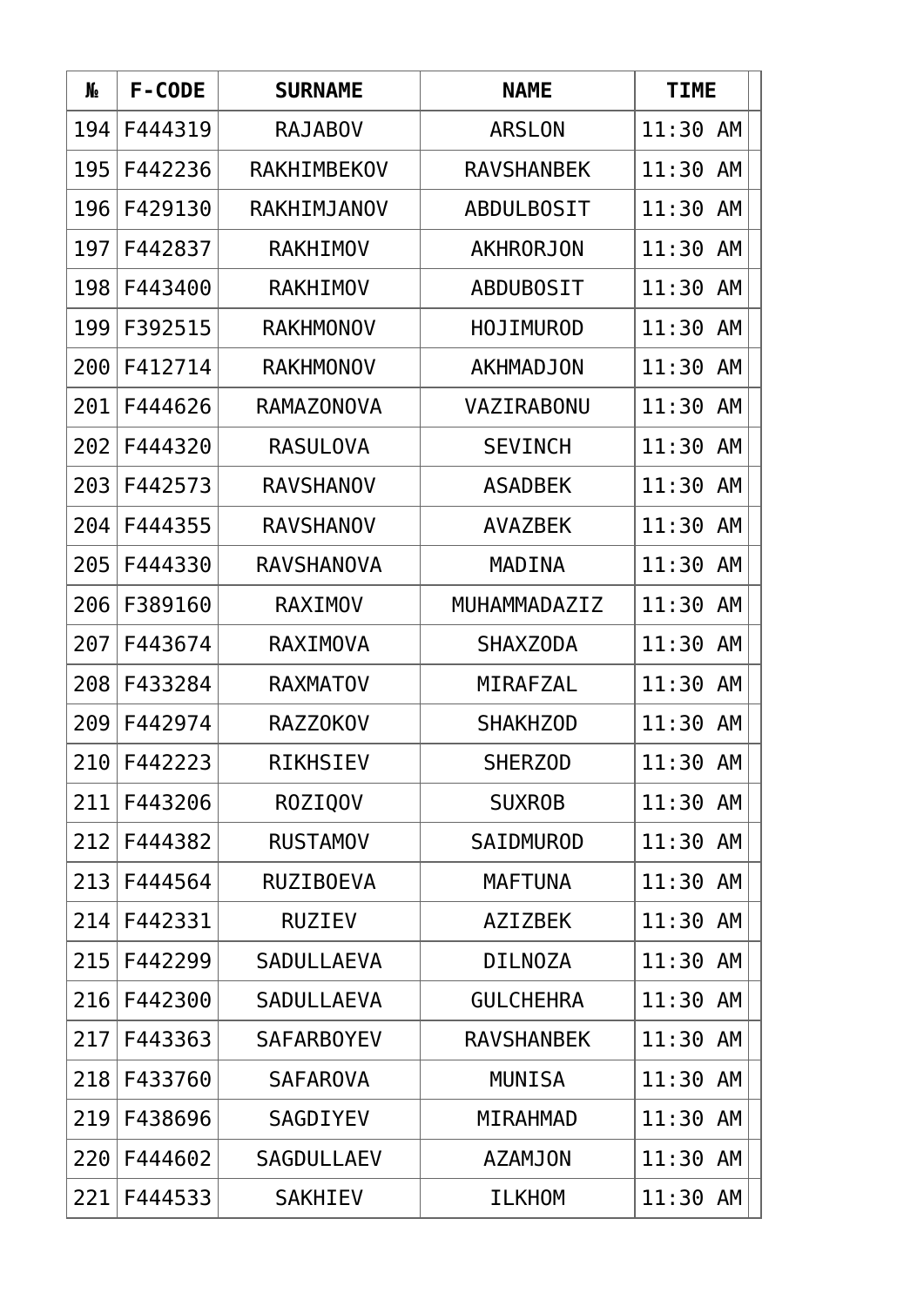| № | F-CODE | SURNAME | NAME | TIME |
|---|---|---|---|---|
| 194 | F444319 | RAJABOV | ARSLON | 11:30 AM |
| 195 | F442236 | RAKHIMBEKOV | RAVSHANBEK | 11:30 AM |
| 196 | F429130 | RAKHIMJANOV | ABDULBOSIT | 11:30 AM |
| 197 | F442837 | RAKHIMOV | AKHRORJON | 11:30 AM |
| 198 | F443400 | RAKHIMOV | ABDUBOSIT | 11:30 AM |
| 199 | F392515 | RAKHMONOV | HOJIMUROD | 11:30 AM |
| 200 | F412714 | RAKHMONOV | AKHMADJON | 11:30 AM |
| 201 | F444626 | RAMAZONOVA | VAZIRABONU | 11:30 AM |
| 202 | F444320 | RASULOVA | SEVINCH | 11:30 AM |
| 203 | F442573 | RAVSHANOV | ASADBEK | 11:30 AM |
| 204 | F444355 | RAVSHANOV | AVAZBEK | 11:30 AM |
| 205 | F444330 | RAVSHANOVA | MADINA | 11:30 AM |
| 206 | F389160 | RAXIMOV | MUHAMMADAZIZ | 11:30 AM |
| 207 | F443674 | RAXIMOVA | SHAXZODA | 11:30 AM |
| 208 | F433284 | RAXMATOV | MIRAFZAL | 11:30 AM |
| 209 | F442974 | RAZZOKOV | SHAKHZOD | 11:30 AM |
| 210 | F442223 | RIKHSIEV | SHERZOD | 11:30 AM |
| 211 | F443206 | ROZIQOV | SUXROB | 11:30 AM |
| 212 | F444382 | RUSTAMOV | SAIDMUROD | 11:30 AM |
| 213 | F444564 | RUZIBOEVA | MAFTUNA | 11:30 AM |
| 214 | F442331 | RUZIEV | AZIZBEK | 11:30 AM |
| 215 | F442299 | SADULLAEVA | DILNOZA | 11:30 AM |
| 216 | F442300 | SADULLAEVA | GULCHEHRA | 11:30 AM |
| 217 | F443363 | SAFARBOYEV | RAVSHANBEK | 11:30 AM |
| 218 | F433760 | SAFAROVA | MUNISA | 11:30 AM |
| 219 | F438696 | SAGDIYEV | MIRAHMAD | 11:30 AM |
| 220 | F444602 | SAGDULLAEV | AZAMJON | 11:30 AM |
| 221 | F444533 | SAKHIEV | ILKHOM | 11:30 AM |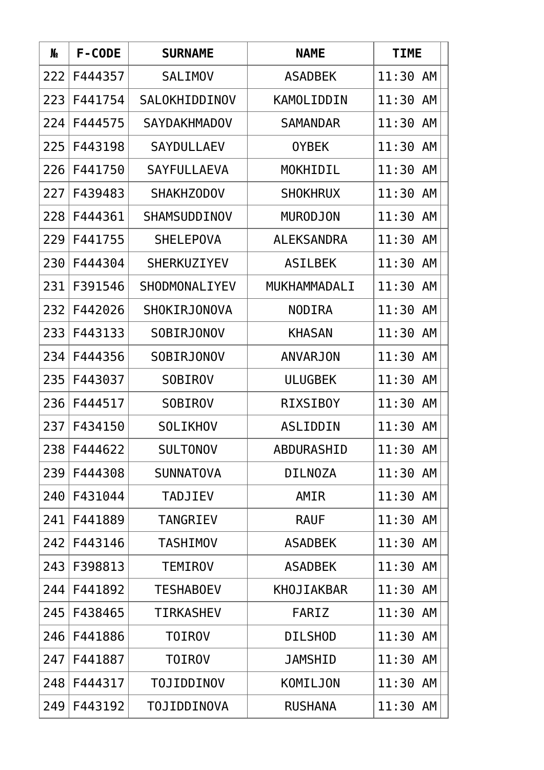| № | F-CODE | SURNAME | NAME | TIME |
|---|---|---|---|---|
| 222 | F444357 | SALIMOV | ASADBEK | 11:30 AM |
| 223 | F441754 | SALOKHIDDINOV | KAMOLIDDIN | 11:30 AM |
| 224 | F444575 | SAYDAKHMADOV | SAMANDAR | 11:30 AM |
| 225 | F443198 | SAYDULLAEV | OYBEK | 11:30 AM |
| 226 | F441750 | SAYFULLAEVA | MOKHIDIL | 11:30 AM |
| 227 | F439483 | SHAKHZODOV | SHOKHRUX | 11:30 AM |
| 228 | F444361 | SHAMSUDDINOV | MURODJON | 11:30 AM |
| 229 | F441755 | SHELEPOVA | ALEKSANDRA | 11:30 AM |
| 230 | F444304 | SHERKUZIYEV | ASILBEK | 11:30 AM |
| 231 | F391546 | SHODMONALIYEV | MUKHAMMADALI | 11:30 AM |
| 232 | F442026 | SHOKIRJONOVA | NODIRA | 11:30 AM |
| 233 | F443133 | SOBIRJONOV | KHASAN | 11:30 AM |
| 234 | F444356 | SOBIRJONOV | ANVARJON | 11:30 AM |
| 235 | F443037 | SOBIROV | ULUGBEK | 11:30 AM |
| 236 | F444517 | SOBIROV | RIXSIBOY | 11:30 AM |
| 237 | F434150 | SOLIKHOV | ASLIDDIN | 11:30 AM |
| 238 | F444622 | SULTONOV | ABDURASHID | 11:30 AM |
| 239 | F444308 | SUNNATOVA | DILNOZA | 11:30 AM |
| 240 | F431044 | TADJIEV | AMIR | 11:30 AM |
| 241 | F441889 | TANGRIEV | RAUF | 11:30 AM |
| 242 | F443146 | TASHIMOV | ASADBEK | 11:30 AM |
| 243 | F398813 | TEMIROV | ASADBEK | 11:30 AM |
| 244 | F441892 | TESHABOEV | KHOJIAKBAR | 11:30 AM |
| 245 | F438465 | TIRKASHEV | FARIZ | 11:30 AM |
| 246 | F441886 | TOIROV | DILSHOD | 11:30 AM |
| 247 | F441887 | TOIROV | JAMSHID | 11:30 AM |
| 248 | F444317 | TOJIDDINOV | KOMILJON | 11:30 AM |
| 249 | F443192 | TOJIDDINOVA | RUSHANA | 11:30 AM |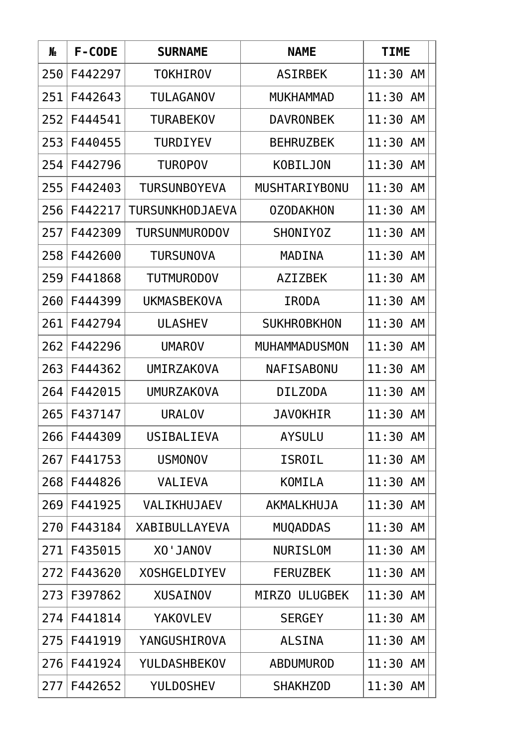| № | F-CODE | SURNAME | NAME | TIME |
|---|---|---|---|---|
| 250 | F442297 | TOKHIROV | ASIRBEK | 11:30 AM |
| 251 | F442643 | TULAGANOV | MUKHAMMAD | 11:30 AM |
| 252 | F444541 | TURABEKOV | DAVRONBEK | 11:30 AM |
| 253 | F440455 | TURDIYEV | BEHRUZBEK | 11:30 AM |
| 254 | F442796 | TUROPOV | KOBILJON | 11:30 AM |
| 255 | F442403 | TURSUNBOYEVA | MUSHTARIYBONU | 11:30 AM |
| 256 | F442217 | TURSUNKHODJAEVA | OZODAKHON | 11:30 AM |
| 257 | F442309 | TURSUNMURODOV | SHONIYOZ | 11:30 AM |
| 258 | F442600 | TURSUNOVA | MADINA | 11:30 AM |
| 259 | F441868 | TUTMURODOV | AZIZBEK | 11:30 AM |
| 260 | F444399 | UKMASBEKOVA | IRODA | 11:30 AM |
| 261 | F442794 | ULASHEV | SUKHROBKHON | 11:30 AM |
| 262 | F442296 | UMAROV | MUHAMMADUSMON | 11:30 AM |
| 263 | F444362 | UMIRZAKOVA | NAFISABONU | 11:30 AM |
| 264 | F442015 | UMURZAKOVA | DILZODA | 11:30 AM |
| 265 | F437147 | URALOV | JAVOKHIR | 11:30 AM |
| 266 | F444309 | USIBALIEVA | AYSULU | 11:30 AM |
| 267 | F441753 | USMONOV | ISROIL | 11:30 AM |
| 268 | F444826 | VALIEVA | KOMILA | 11:30 AM |
| 269 | F441925 | VALIKHUJAEV | AKMALKHUJA | 11:30 AM |
| 270 | F443184 | XABIBULLAYEVA | MUQADDAS | 11:30 AM |
| 271 | F435015 | XO'JANOV | NURISLOM | 11:30 AM |
| 272 | F443620 | XOSHGELDIYEV | FERUZBEK | 11:30 AM |
| 273 | F397862 | XUSAINOV | MIRZO ULUGBEK | 11:30 AM |
| 274 | F441814 | YAKOVLEV | SERGEY | 11:30 AM |
| 275 | F441919 | YANGUSHIROVA | ALSINA | 11:30 AM |
| 276 | F441924 | YULDASHBEKOV | ABDUMUROD | 11:30 AM |
| 277 | F442652 | YULDOSHEV | SHAKHZOD | 11:30 AM |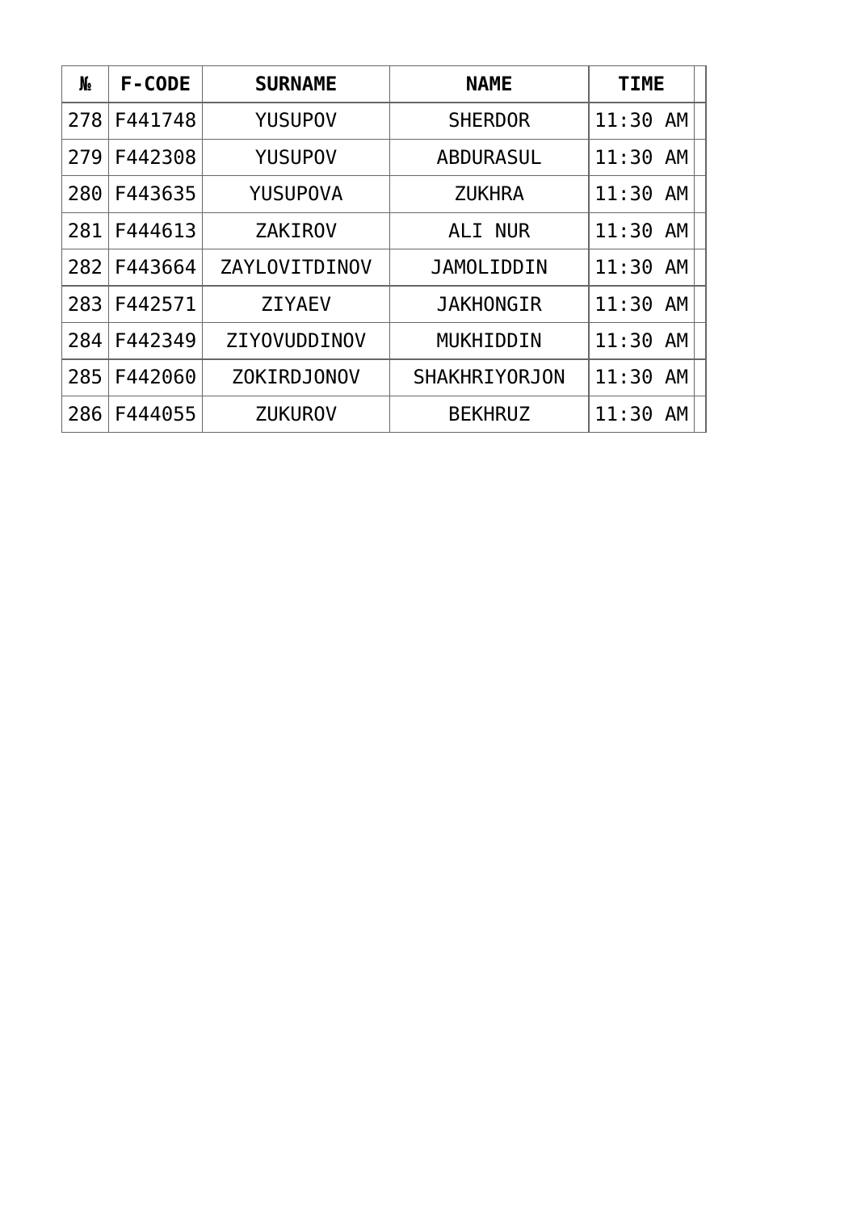| № | F-CODE | SURNAME | NAME | TIME | |
|---|---|---|---|---|---|
| 278 | F441748 | YUSUPOV | SHERDOR | 11:30 AM | |
| 279 | F442308 | YUSUPOV | ABDURASUL | 11:30 AM | |
| 280 | F443635 | YUSUPOVA | ZUKHRA | 11:30 AM | |
| 281 | F444613 | ZAKIROV | ALI NUR | 11:30 AM | |
| 282 | F443664 | ZAYLOVITDINOV | JAMOLIDDIN | 11:30 AM | |
| 283 | F442571 | ZIYAEV | JAKHONGIR | 11:30 AM | |
| 284 | F442349 | ZIYOVUDDINOV | MUKHIDDIN | 11:30 AM | |
| 285 | F442060 | ZOKIRDJONOV | SHAKHRIYORJON | 11:30 AM | |
| 286 | F444055 | ZUKUROV | BEKHRUZ | 11:30 AM | |